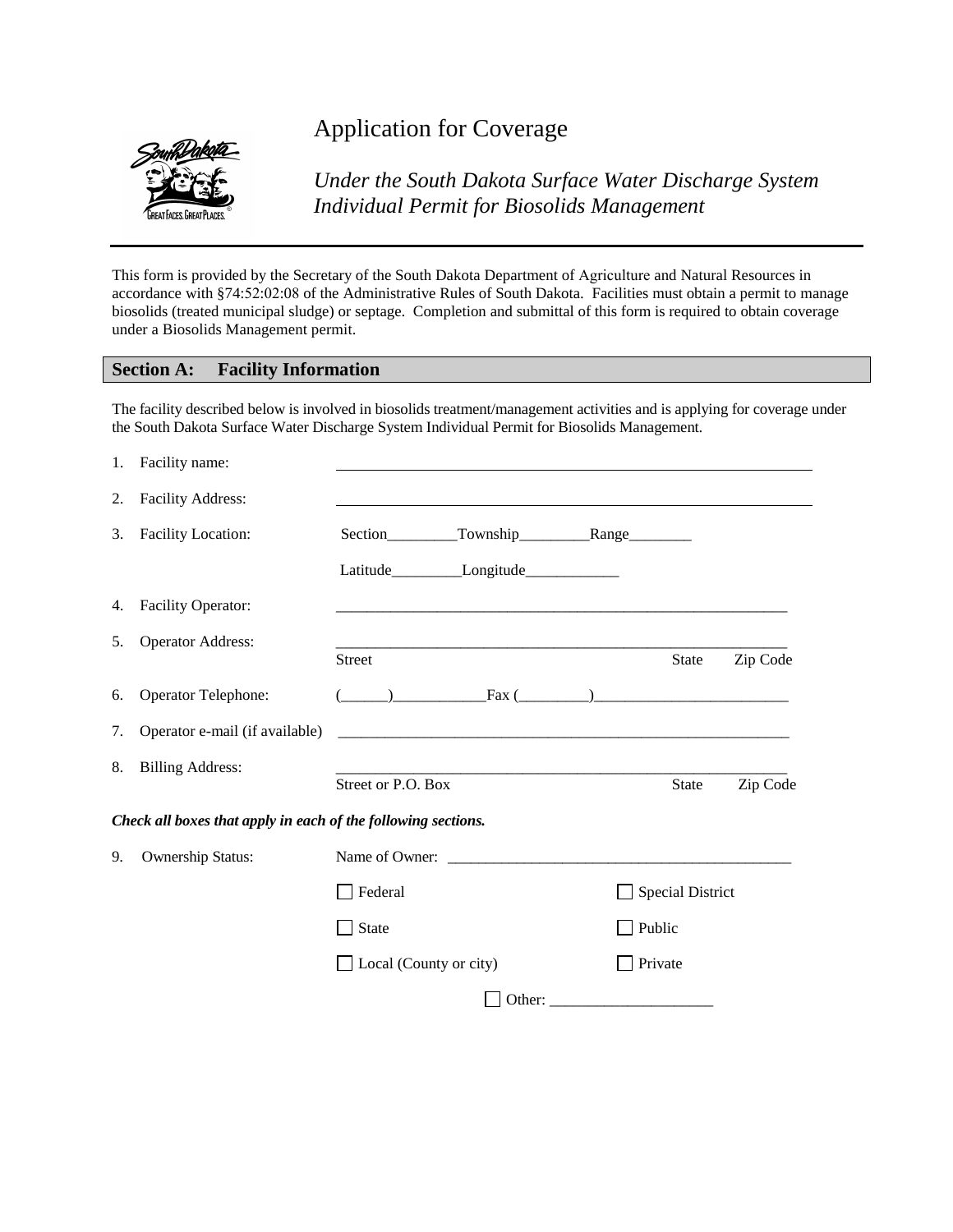# Application for Coverage

## *Under the South Dakota Surface Water Discharge System Individual Permit for Biosolids Management*

This form is provided by the Secretary of the South Dakota Department of Agriculture and Natural Resources in accordance with §74:52:02:08 of the Administrative Rules of South Dakota. Facilities must obtain a permit to manage biosolids (treated municipal sludge) or septage. Completion and submittal of this form is required to obtain coverage under a Biosolids Management permit.

## Section A: Facility Information

The facility described below is involved in biosolids treatment/management activities and is applying for coverage under the South Dakota Surface Water Discharge System Individual Permit for Biosolids Management.

1. Facility name: ____________________________________________
2. Facility Address: ____________________________________________
3. Facility Location: Section_________Township_________Range________

   Latitude_________Longitude____________
4. Facility Operator: ____________________________________________
5. Operator Address: ____________________________________________

   Street State Zip Code
6. Operator Telephone: (______)____________Fax (_________)_________________________
7. Operator e-mail (if available) ____________________________________________
8. Billing Address: ____________________________________________

   Street or P.O. Box State Zip Code

***Check all boxes that apply in each of the following sections.***

9. Ownership Status: Name of Owner: ____________________________________________

   ☐ Federal ☐ Special District

   ☐ State ☐ Public

   ☐ Local (County or city) ☐ Private

   ☐ Other: _____________________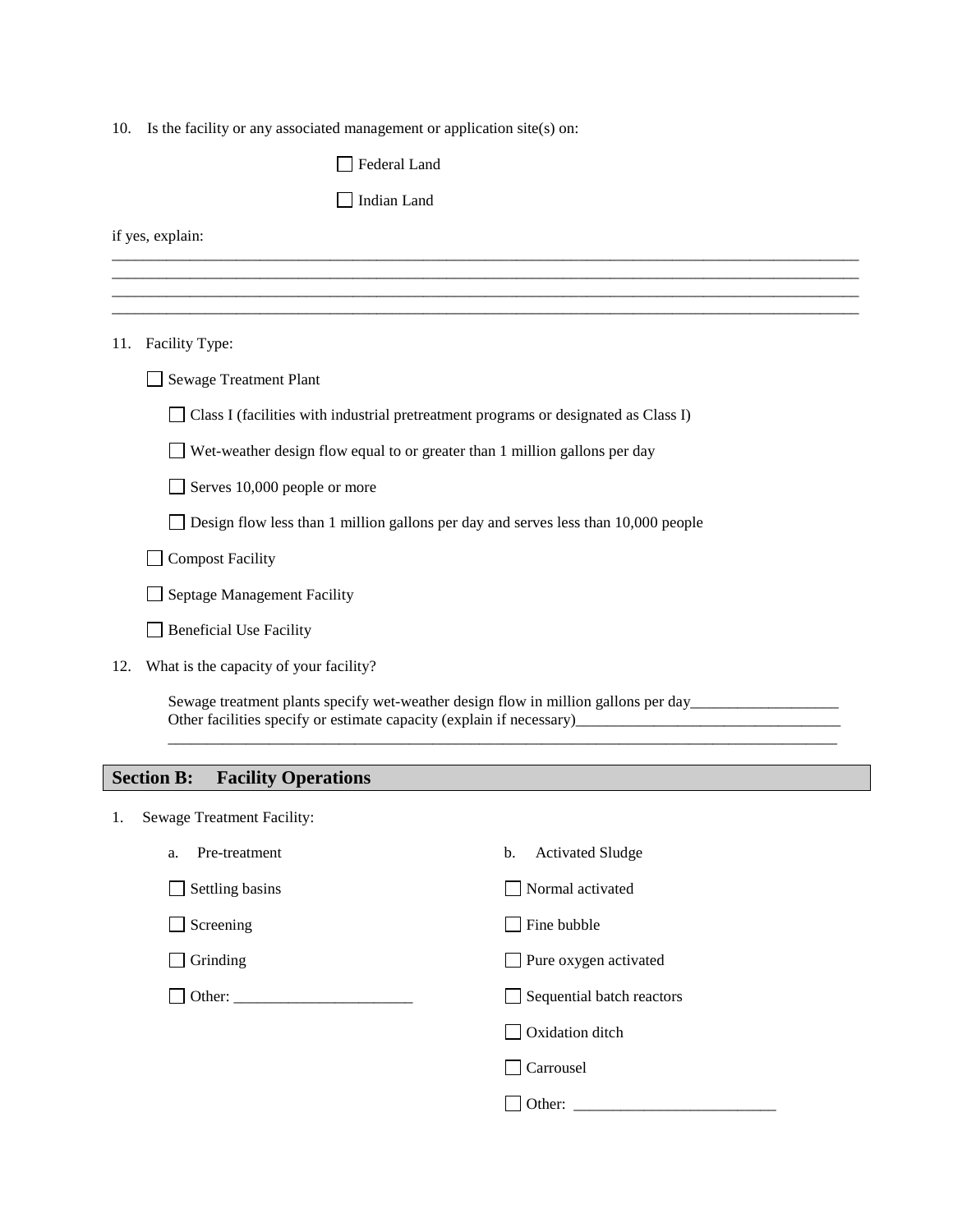10. Is the facility or any associated management or application site(s) on:

    - ☐ Federal Land
    - ☐ Indian Land

if yes, explain:

____________________________________________________________________________________________
____________________________________________________________________________________________
____________________________________________________________________________________________
____________________________________________________________________________________________

11. Facility Type:

    - ☐ Sewage Treatment Plant
        - ☐ Class I (facilities with industrial pretreatment programs or designated as Class I)
        - ☐ Wet-weather design flow equal to or greater than 1 million gallons per day
        - ☐ Serves 10,000 people or more
        - ☐ Design flow less than 1 million gallons per day and serves less than 10,000 people
    - ☐ Compost Facility
    - ☐ Septage Management Facility
    - ☐ Beneficial Use Facility

12. What is the capacity of your facility?

    Sewage treatment plants specify wet-weather design flow in million gallons per day__________________
    Other facilities specify or estimate capacity (explain if necessary)_________________________________
    ____________________________________________________________________________________

## Section B: Facility Operations

1. Sewage Treatment Facility:

    a. Pre-treatment

    - ☐ Settling basins
    - ☐ Screening
    - ☐ Grinding
    - ☐ Other: ______________________

    b. Activated Sludge

    - ☐ Normal activated
    - ☐ Fine bubble
    - ☐ Pure oxygen activated
    - ☐ Sequential batch reactors
    - ☐ Oxidation ditch
    - ☐ Carrousel
    - ☐ Other: _________________________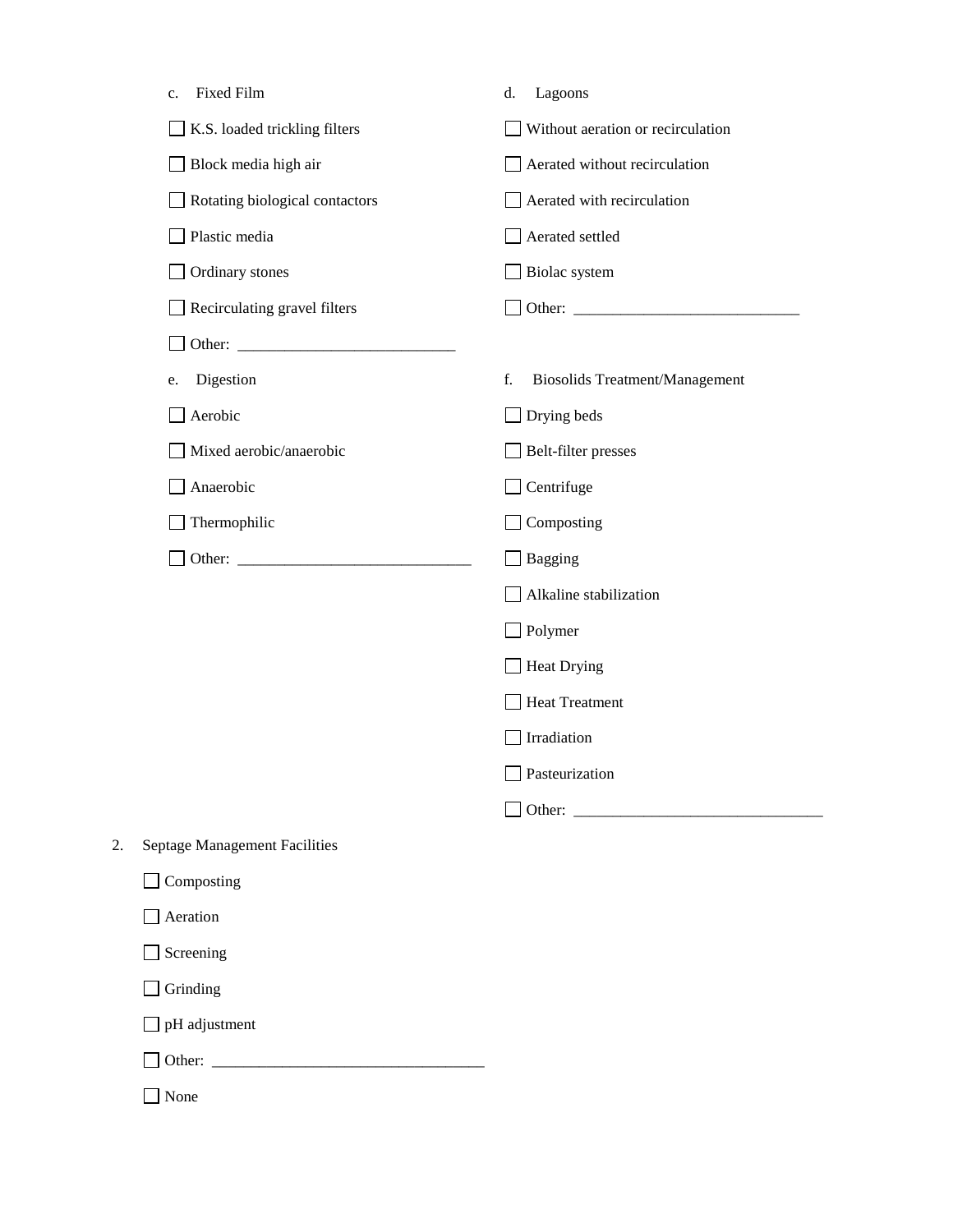c. Fixed Film

- ☐ K.S. loaded trickling filters
- ☐ Block media high air
- ☐ Rotating biological contactors
- ☐ Plastic media
- ☐ Ordinary stones
- ☐ Recirculating gravel filters
- ☐ Other: ___________________________

d. Lagoons

- ☐ Without aeration or recirculation
- ☐ Aerated without recirculation
- ☐ Aerated with recirculation
- ☐ Aerated settled
- ☐ Biolac system
- ☐ Other: ____________________________

e. Digestion

- ☐ Aerobic
- ☐ Mixed aerobic/anaerobic
- ☐ Anaerobic
- ☐ Thermophilic
- ☐ Other: _____________________________

f. Biosolids Treatment/Management

- ☐ Drying beds
- ☐ Belt-filter presses
- ☐ Centrifuge
- ☐ Composting
- ☐ Bagging
- ☐ Alkaline stabilization
- ☐ Polymer
- ☐ Heat Drying
- ☐ Heat Treatment
- ☐ Irradiation
- ☐ Pasteurization
- ☐ Other: _______________________________

2. Septage Management Facilities

- ☐ Composting
- ☐ Aeration
- ☐ Screening
- ☐ Grinding
- ☐ pH adjustment
- ☐ Other: __________________________________
- ☐ None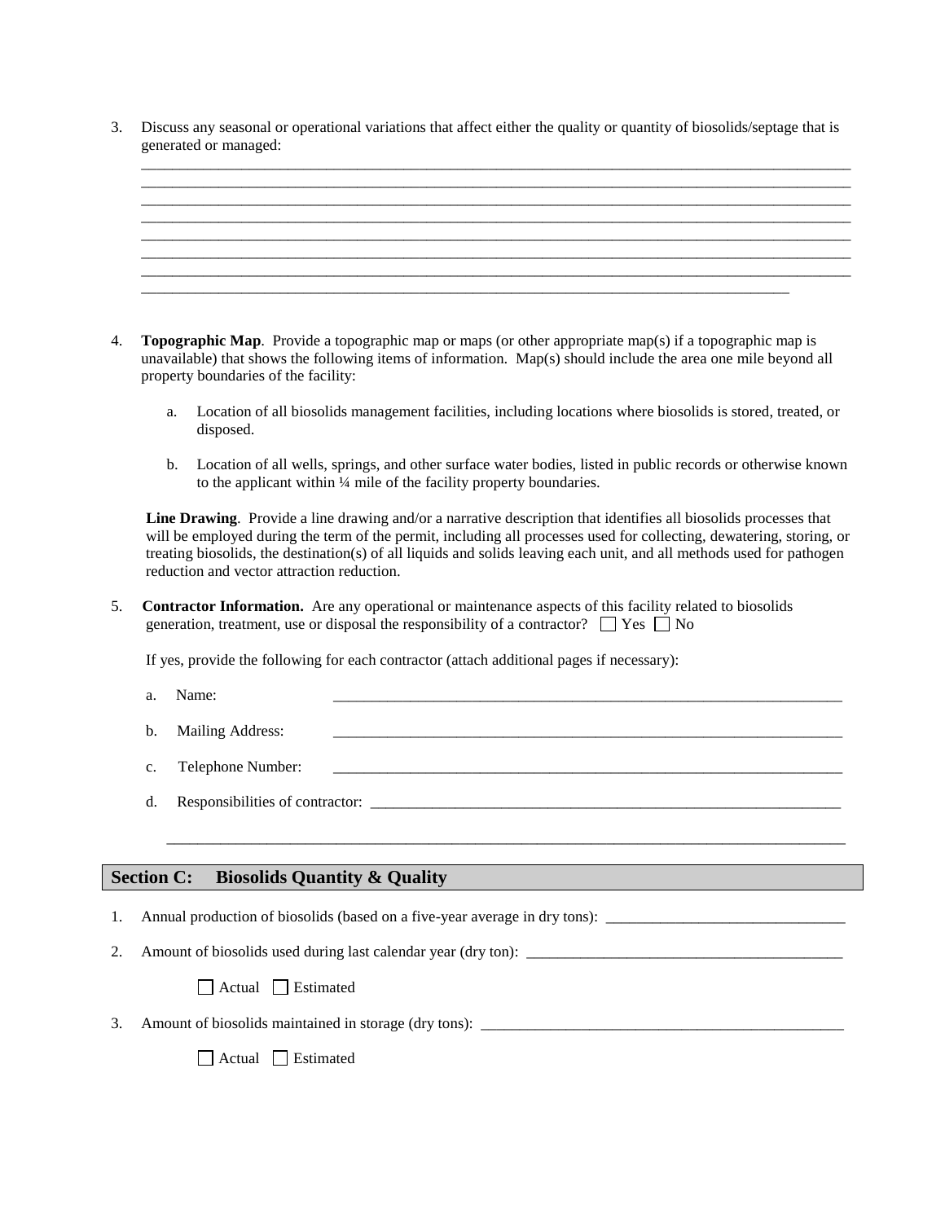3. Discuss any seasonal or operational variations that affect either the quality or quantity of biosolids/septage that is generated or managed:

_______________________________________________________________________________________
_______________________________________________________________________________________
_______________________________________________________________________________________
_______________________________________________________________________________________
_______________________________________________________________________________________
_______________________________________________________________________________________
_______________________________________________________________________________________
_______________________________________________________________________________

4. **Topographic Map**. Provide a topographic map or maps (or other appropriate map(s) if a topographic map is unavailable) that shows the following items of information. Map(s) should include the area one mile beyond all property boundaries of the facility:

   a. Location of all biosolids management facilities, including locations where biosolids is stored, treated, or disposed.

   b. Location of all wells, springs, and other surface water bodies, listed in public records or otherwise known to the applicant within ¼ mile of the facility property boundaries.

   **Line Drawing**. Provide a line drawing and/or a narrative description that identifies all biosolids processes that will be employed during the term of the permit, including all processes used for collecting, dewatering, storing, or treating biosolids, the destination(s) of all liquids and solids leaving each unit, and all methods used for pathogen reduction and vector attraction reduction.

5. **Contractor Information.** Are any operational or maintenance aspects of this facility related to biosolids generation, treatment, use or disposal the responsibility of a contractor? ☐ Yes ☐ No

   If yes, provide the following for each contractor (attach additional pages if necessary):

   a. Name: _____________________________________________________________________

   b. Mailing Address: _____________________________________________________________________

   c. Telephone Number: _____________________________________________________________________

   d. Responsibilities of contractor: _______________________________________________________________

   _______________________________________________________________________________________

## Section C: Biosolids Quantity & Quality

1. Annual production of biosolids (based on a five-year average in dry tons): ______________________________

2. Amount of biosolids used during last calendar year (dry ton): ________________________________________

   ☐ Actual ☐ Estimated

3. Amount of biosolids maintained in storage (dry tons): _______________________________________________

   ☐ Actual ☐ Estimated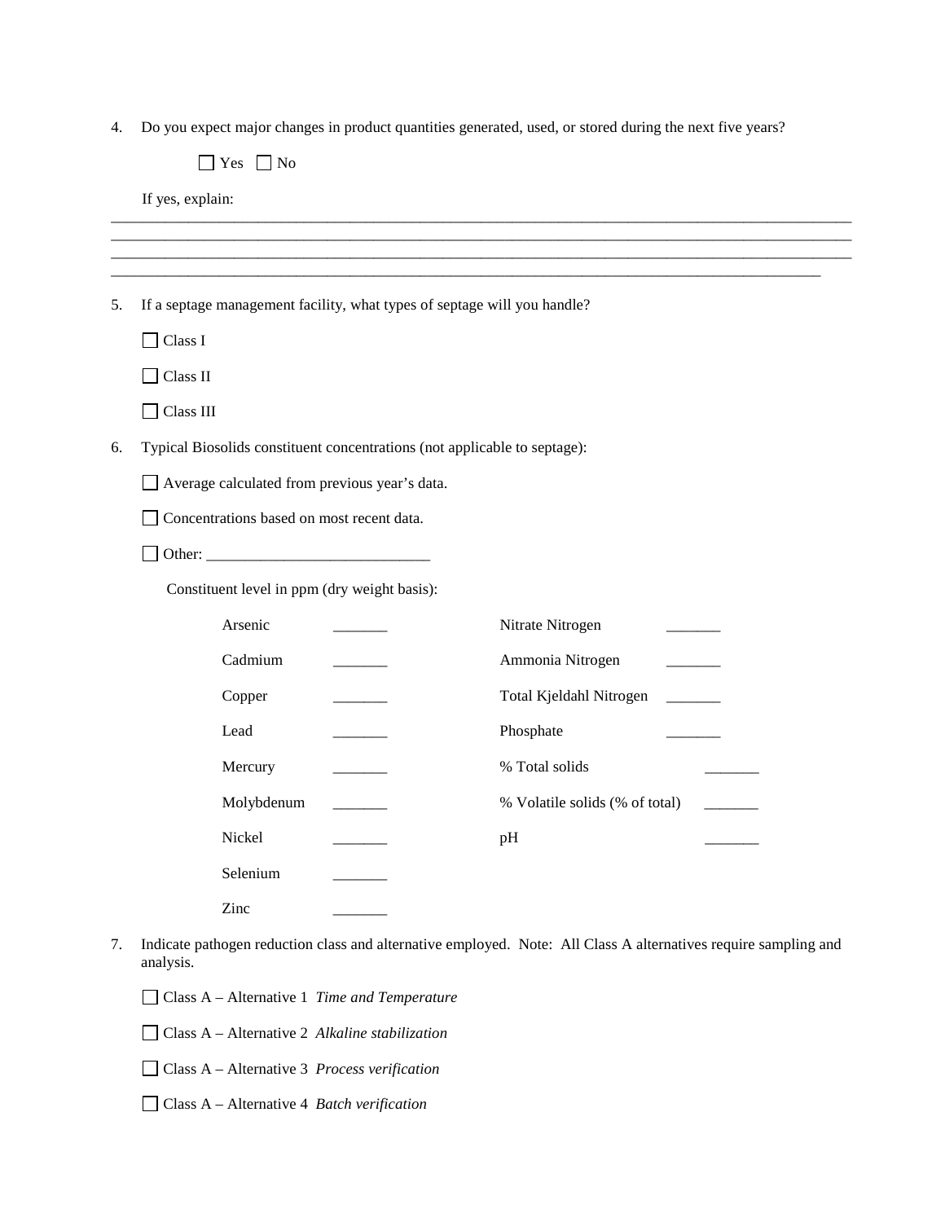4. Do you expect major changes in product quantities generated, used, or stored during the next five years?

   ☐ Yes ☐ No

   If yes, explain:

___________________________________________________________________________________________
___________________________________________________________________________________________
___________________________________________________________________________________________
___________________________________________________________________________________________

5. If a septage management facility, what types of septage will you handle?

   ☐ Class I

   ☐ Class II

   ☐ Class III

6. Typical Biosolids constituent concentrations (not applicable to septage):

   ☐ Average calculated from previous year's data.

   ☐ Concentrations based on most recent data.

   ☐ Other: ____________________________

   Constituent level in ppm (dry weight basis):

| | | | |
|---|---|---|---|
| Arsenic | _______ | Nitrate Nitrogen | _______ |
| Cadmium | _______ | Ammonia Nitrogen | _______ |
| Copper | _______ | Total Kjeldahl Nitrogen | _______ |
| Lead | _______ | Phosphate | _______ |
| Mercury | _______ | % Total solids | _______ |
| Molybdenum | _______ | % Volatile solids (% of total) | _______ |
| Nickel | _______ | pH | _______ |
| Selenium | _______ | | |
| Zinc | _______ | | |

7. Indicate pathogen reduction class and alternative employed. Note: All Class A alternatives require sampling and analysis.

   ☐ Class A – Alternative 1 *Time and Temperature*

   ☐ Class A – Alternative 2 *Alkaline stabilization*

   ☐ Class A – Alternative 3 *Process verification*

   ☐ Class A – Alternative 4 *Batch verification*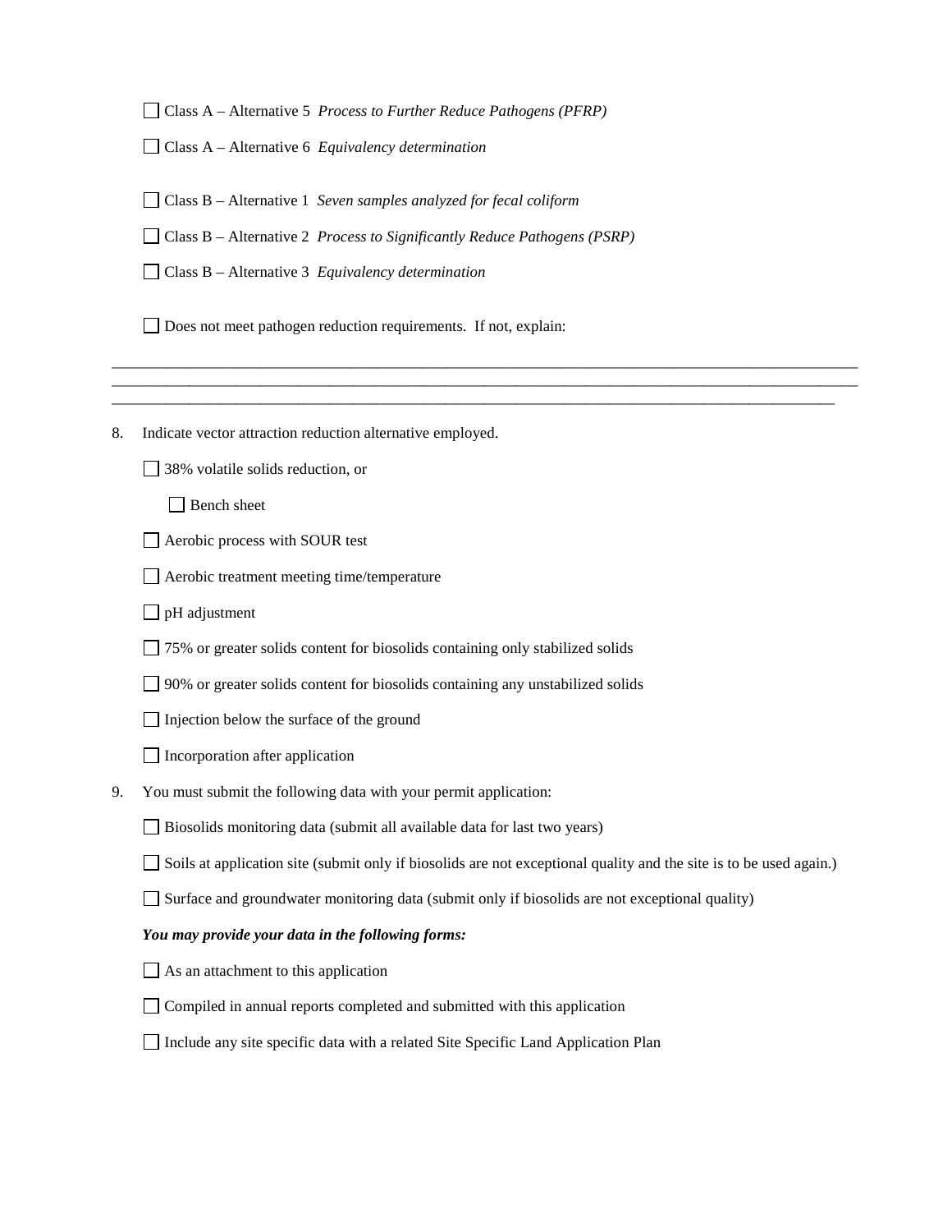☐ Class A – Alternative 5 *Process to Further Reduce Pathogens (PFRP)*

☐ Class A – Alternative 6 *Equivalency determination*

☐ Class B – Alternative 1 *Seven samples analyzed for fecal coliform*

☐ Class B – Alternative 2 *Process to Significantly Reduce Pathogens (PSRP)*

☐ Class B – Alternative 3 *Equivalency determination*

☐ Does not meet pathogen reduction requirements. If not, explain:

___________________________________________________________________________________________
___________________________________________________________________________________________
___________________________________________________________________________________________

8. Indicate vector attraction reduction alternative employed.

   ☐ 38% volatile solids reduction, or

      ☐ Bench sheet

   ☐ Aerobic process with SOUR test

   ☐ Aerobic treatment meeting time/temperature

   ☐ pH adjustment

   ☐ 75% or greater solids content for biosolids containing only stabilized solids

   ☐ 90% or greater solids content for biosolids containing any unstabilized solids

   ☐ Injection below the surface of the ground

   ☐ Incorporation after application

9. You must submit the following data with your permit application:

   ☐ Biosolids monitoring data (submit all available data for last two years)

   ☐ Soils at application site (submit only if biosolids are not exceptional quality and the site is to be used again.)

   ☐ Surface and groundwater monitoring data (submit only if biosolids are not exceptional quality)

   ***You may provide your data in the following forms:***

   ☐ As an attachment to this application

   ☐ Compiled in annual reports completed and submitted with this application

   ☐ Include any site specific data with a related Site Specific Land Application Plan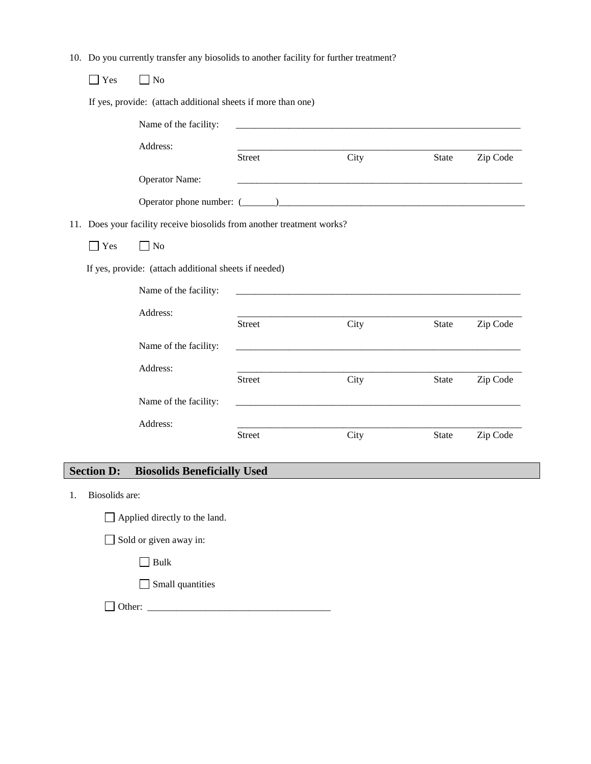10. Do you currently transfer any biosolids to another facility for further treatment?

☐ Yes ☐ No

If yes, provide: (attach additional sheets if more than one)

Name of the facility: ____________________________________________

Address: ____________________________________________
Street City State Zip Code

Operator Name: ____________________________________________

Operator phone number: (_______)____________________________________________

11. Does your facility receive biosolids from another treatment works?

☐ Yes ☐ No

If yes, provide: (attach additional sheets if needed)

Name of the facility: ____________________________________________

Address: ____________________________________________
Street City State Zip Code

Name of the facility: ____________________________________________

Address: ____________________________________________
Street City State Zip Code

Name of the facility: ____________________________________________

Address: ____________________________________________
Street City State Zip Code

## Section D: Biosolids Beneficially Used

1. Biosolids are:

   ☐ Applied directly to the land.

   ☐ Sold or given away in:

   ☐ Bulk

   ☐ Small quantities

   ☐ Other: ______________________________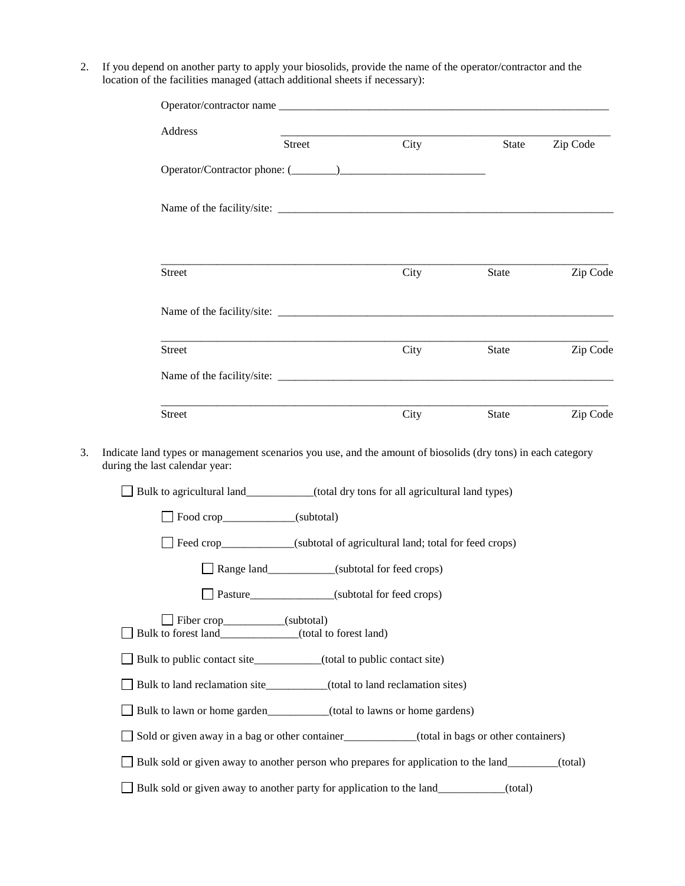2. If you depend on another party to apply your biosolids, provide the name of the operator/contractor and the location of the facilities managed (attach additional sheets if necessary):

   Operator/contractor name ____________________________________________________________

   Address ____________________________________________________________
   Street City State Zip Code

   Operator/Contractor phone: (________)_________________________

   Name of the facility/site: ____________________________________________________________

   ____________________________________________________________
   Street City State Zip Code

   Name of the facility/site: ____________________________________________________________

   ____________________________________________________________
   Street City State Zip Code

   Name of the facility/site: ____________________________________________________________

   ____________________________________________________________
   Street City State Zip Code

3. Indicate land types or management scenarios you use, and the amount of biosolids (dry tons) in each category during the last calendar year:

   ☐ Bulk to agricultural land____________(total dry tons for all agricultural land types)

   - ☐ Food crop_____________(subtotal)
   - ☐ Feed crop_____________(subtotal of agricultural land; total for feed crops)
     - ☐ Range land____________(subtotal for feed crops)
     - ☐ Pasture_______________(subtotal for feed crops)
   - ☐ Fiber crop___________(subtotal)

   ☐ Bulk to forest land______________(total to forest land)

   ☐ Bulk to public contact site____________(total to public contact site)

   ☐ Bulk to land reclamation site___________(total to land reclamation sites)

   ☐ Bulk to lawn or home garden___________(total to lawns or home gardens)

   ☐ Sold or given away in a bag or other container_____________(total in bags or other containers)

   ☐ Bulk sold or given away to another person who prepares for application to the land_________(total)

   ☐ Bulk sold or given away to another party for application to the land____________(total)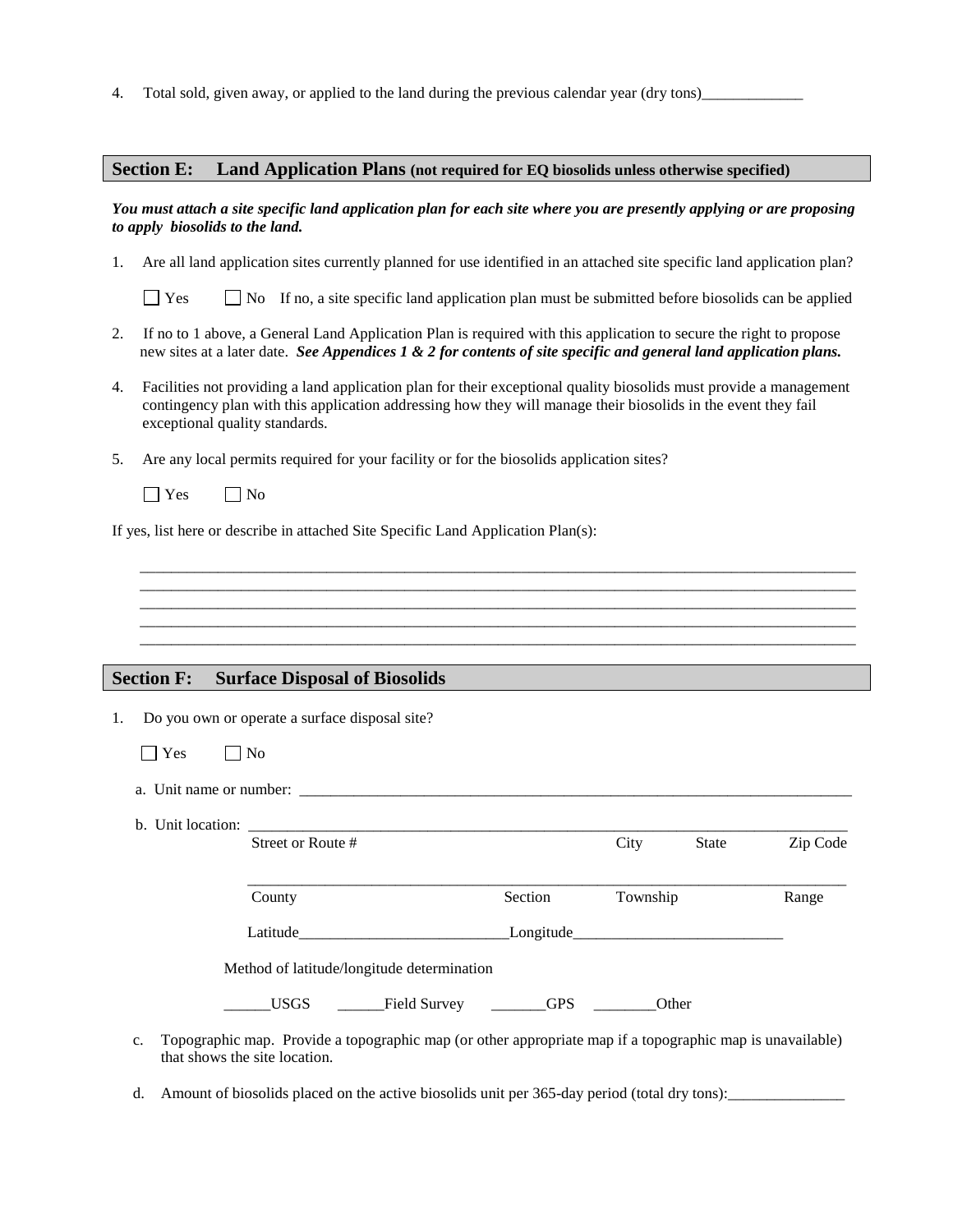4. Total sold, given away, or applied to the land during the previous calendar year (dry tons)_____________

## Section E: Land Application Plans (not required for EQ biosolids unless otherwise specified)

***You must attach a site specific land application plan for each site where you are presently applying or are proposing to apply biosolids to the land.***

1. Are all land application sites currently planned for use identified in an attached site specific land application plan?

   ☐ Yes ☐ No If no, a site specific land application plan must be submitted before biosolids can be applied

2. If no to 1 above, a General Land Application Plan is required with this application to secure the right to propose new sites at a later date. ***See Appendices 1 & 2 for contents of site specific and general land application plans.***

4. Facilities not providing a land application plan for their exceptional quality biosolids must provide a management contingency plan with this application addressing how they will manage their biosolids in the event they fail exceptional quality standards.

5. Are any local permits required for your facility or for the biosolids application sites?

   ☐ Yes ☐ No

If yes, list here or describe in attached Site Specific Land Application Plan(s):

_______________________________________________________________________________________________
_______________________________________________________________________________________________
_______________________________________________________________________________________________
_______________________________________________________________________________________________
_______________________________________________________________________________________________

## Section F: Surface Disposal of Biosolids

1. Do you own or operate a surface disposal site?

   ☐ Yes ☐ No

   a. Unit name or number: ___________________________________________________________________________

   b. Unit location: _____________________________________________________________________________
      Street or Route # City State Zip Code

      _____________________________________________________________________________
      County Section Township Range

      Latitude__________________________Longitude__________________________

      Method of latitude/longitude determination

      ______USGS ______Field Survey _______GPS ________Other

   c. Topographic map. Provide a topographic map (or other appropriate map if a topographic map is unavailable) that shows the site location.

   d. Amount of biosolids placed on the active biosolids unit per 365-day period (total dry tons):_______________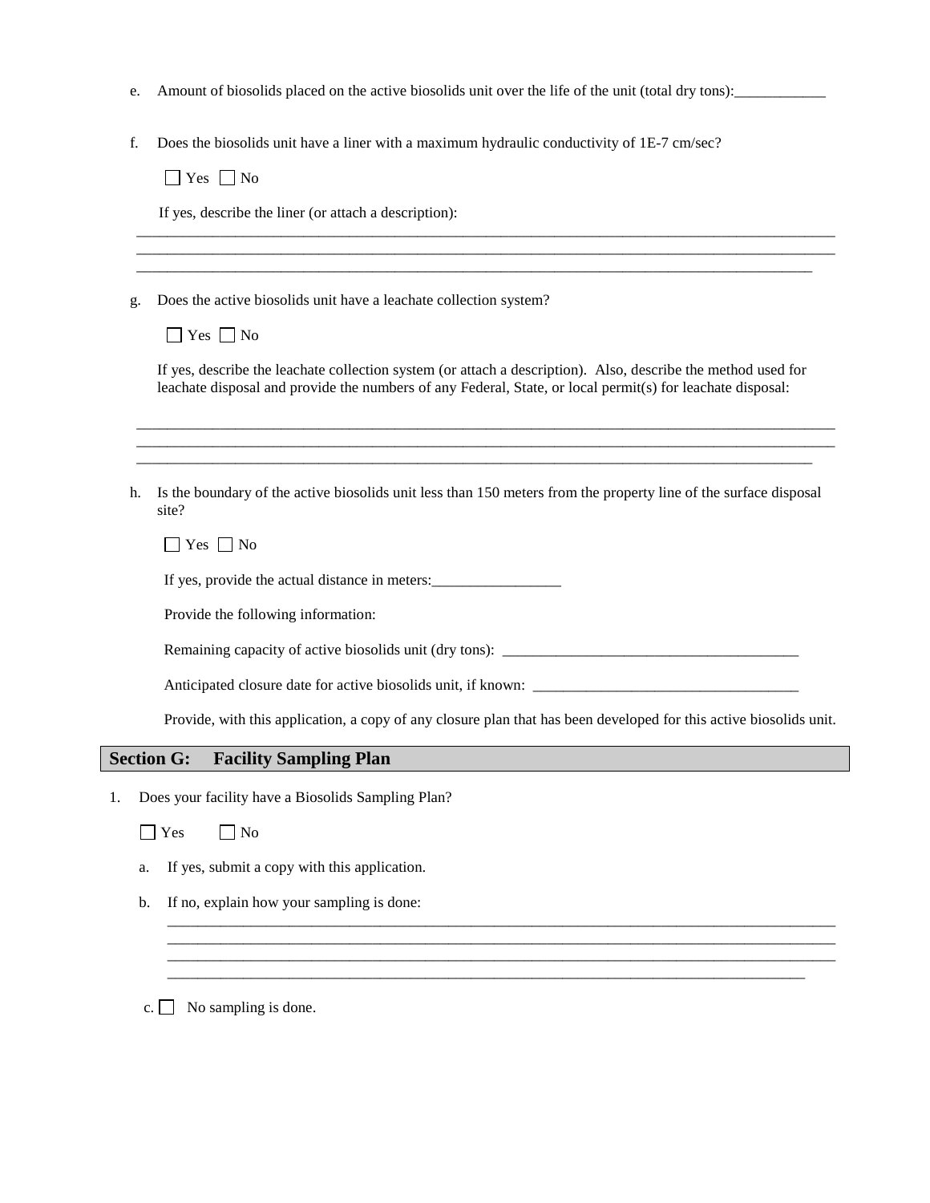e. Amount of biosolids placed on the active biosolids unit over the life of the unit (total dry tons):____________

f. Does the biosolids unit have a liner with a maximum hydraulic conductivity of 1E-7 cm/sec?

☐ Yes ☐ No

If yes, describe the liner (or attach a description):

_______________________________________________________________________________________________
_______________________________________________________________________________________________
_______________________________________________________________________________________________

g. Does the active biosolids unit have a leachate collection system?

☐ Yes ☐ No

If yes, describe the leachate collection system (or attach a description). Also, describe the method used for leachate disposal and provide the numbers of any Federal, State, or local permit(s) for leachate disposal:

_______________________________________________________________________________________________
_______________________________________________________________________________________________
_______________________________________________________________________________________________

h. Is the boundary of the active biosolids unit less than 150 meters from the property line of the surface disposal site?

☐ Yes ☐ No

If yes, provide the actual distance in meters:_________________

Provide the following information:

Remaining capacity of active biosolids unit (dry tons): ________________________________________

Anticipated closure date for active biosolids unit, if known: ___________________________________

Provide, with this application, a copy of any closure plan that has been developed for this active biosolids unit.

## Section G: Facility Sampling Plan

1. Does your facility have a Biosolids Sampling Plan?

☐ Yes ☐ No

a. If yes, submit a copy with this application.

b. If no, explain how your sampling is done:

_______________________________________________________________________________________________
_______________________________________________________________________________________________
_______________________________________________________________________________________________
_______________________________________________________________________________________________

c. ☐ No sampling is done.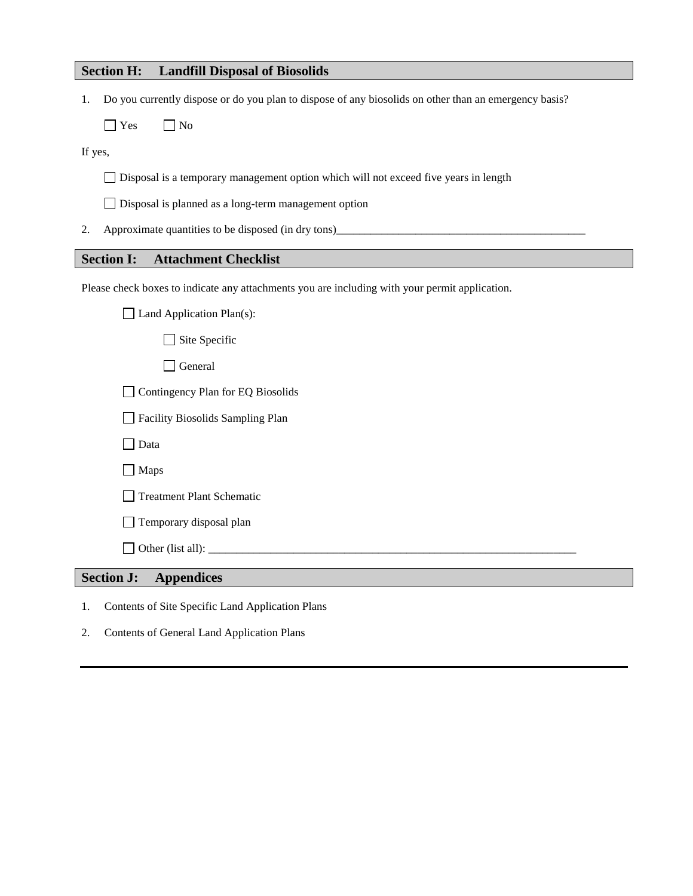## Section H: Landfill Disposal of Biosolids

1. Do you currently dispose or do you plan to dispose of any biosolids on other than an emergency basis?

   ☐ Yes ☐ No

If yes,

☐ Disposal is a temporary management option which will not exceed five years in length

☐ Disposal is planned as a long-term management option

2. Approximate quantities to be disposed (in dry tons)_____________________________________________

## Section I: Attachment Checklist

Please check boxes to indicate any attachments you are including with your permit application.

- ☐ Land Application Plan(s):
  - ☐ Site Specific
  - ☐ General
- ☐ Contingency Plan for EQ Biosolids
- ☐ Facility Biosolids Sampling Plan
- ☐ Data
- ☐ Maps
- ☐ Treatment Plant Schematic
- ☐ Temporary disposal plan
- ☐ Other (list all): ____________________________________________________________________

## Section J: Appendices

1. Contents of Site Specific Land Application Plans
2. Contents of General Land Application Plans

---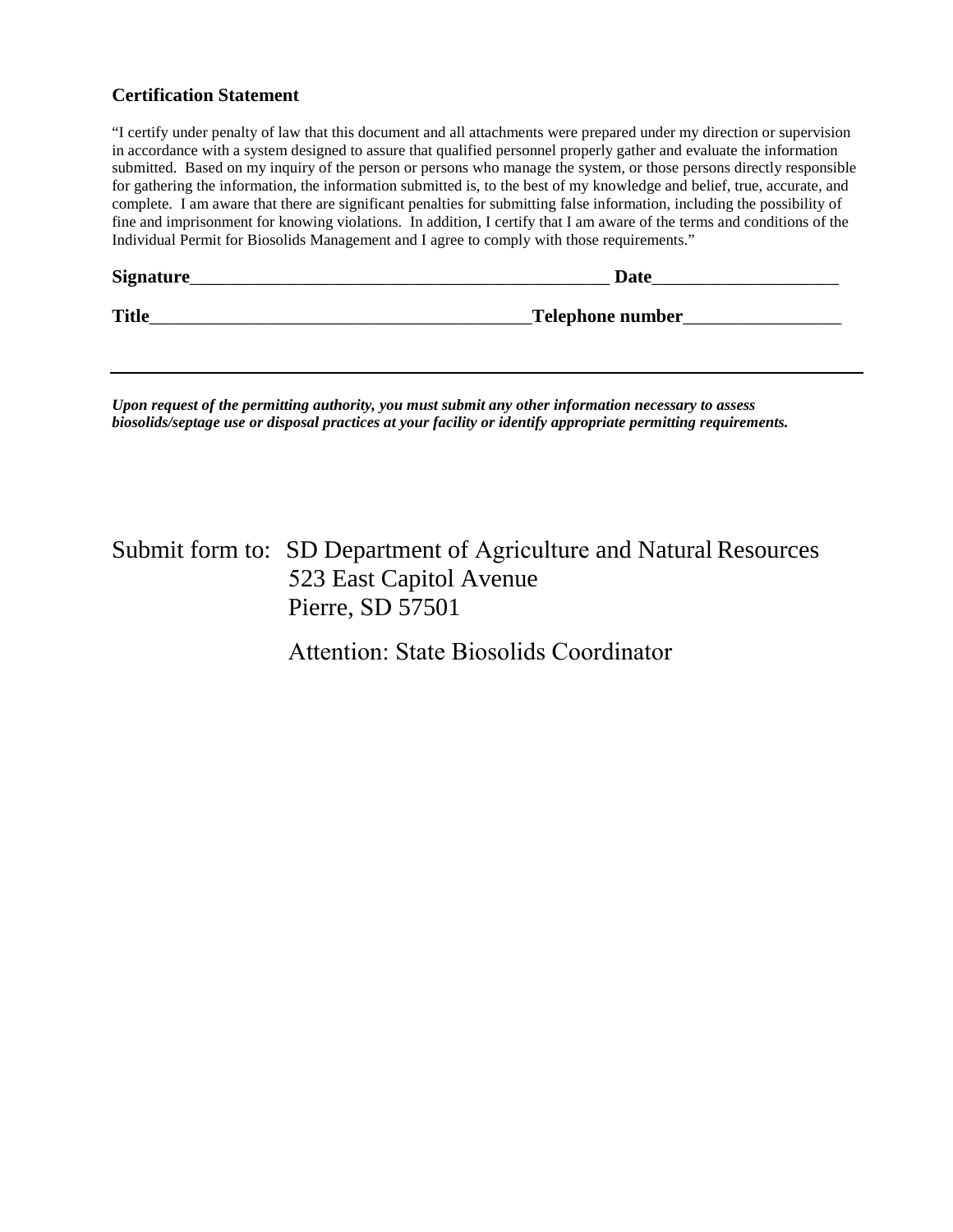**Certification Statement**

"I certify under penalty of law that this document and all attachments were prepared under my direction or supervision in accordance with a system designed to assure that qualified personnel properly gather and evaluate the information submitted. Based on my inquiry of the person or persons who manage the system, or those persons directly responsible for gathering the information, the information submitted is, to the best of my knowledge and belief, true, accurate, and complete. I am aware that there are significant penalties for submitting false information, including the possibility of fine and imprisonment for knowing violations. In addition, I certify that I am aware of the terms and conditions of the Individual Permit for Biosolids Management and I agree to comply with those requirements."

**Signature**_______________________________________________ **Date**____________________

**Title**__________________________________________**Telephone number**_________________

---

***Upon request of the permitting authority, you must submit any other information necessary to assess biosolids/septage use or disposal practices at your facility or identify appropriate permitting requirements.***

Submit form to: SD Department of Agriculture and Natural Resources
523 East Capitol Avenue
Pierre, SD 57501

Attention: State Biosolids Coordinator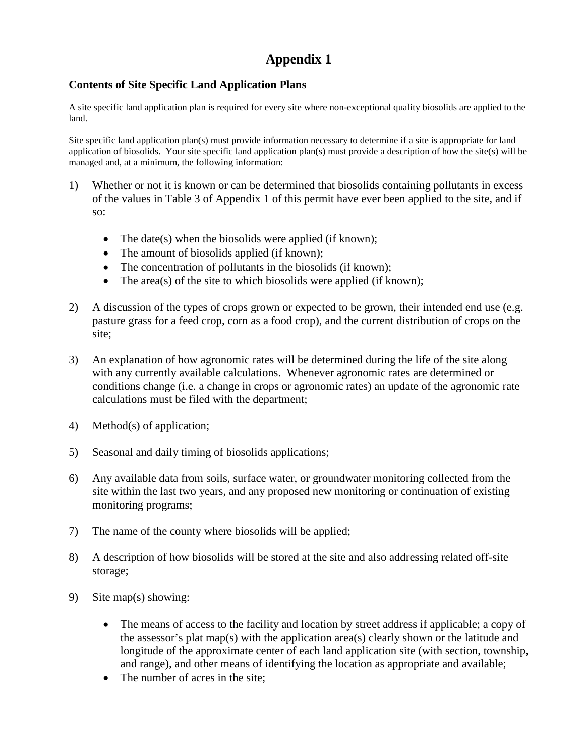# Appendix 1

### Contents of Site Specific Land Application Plans

A site specific land application plan is required for every site where non-exceptional quality biosolids are applied to the land.

Site specific land application plan(s) must provide information necessary to determine if a site is appropriate for land application of biosolids. Your site specific land application plan(s) must provide a description of how the site(s) will be managed and, at a minimum, the following information:

1) Whether or not it is known or can be determined that biosolids containing pollutants in excess of the values in Table 3 of Appendix 1 of this permit have ever been applied to the site, and if so:

    - The date(s) when the biosolids were applied (if known);
    - The amount of biosolids applied (if known);
    - The concentration of pollutants in the biosolids (if known);
    - The area(s) of the site to which biosolids were applied (if known);

2) A discussion of the types of crops grown or expected to be grown, their intended end use (e.g. pasture grass for a feed crop, corn as a food crop), and the current distribution of crops on the site;

3) An explanation of how agronomic rates will be determined during the life of the site along with any currently available calculations. Whenever agronomic rates are determined or conditions change (i.e. a change in crops or agronomic rates) an update of the agronomic rate calculations must be filed with the department;

4) Method(s) of application;

5) Seasonal and daily timing of biosolids applications;

6) Any available data from soils, surface water, or groundwater monitoring collected from the site within the last two years, and any proposed new monitoring or continuation of existing monitoring programs;

7) The name of the county where biosolids will be applied;

8) A description of how biosolids will be stored at the site and also addressing related off-site storage;

9) Site map(s) showing:

    - The means of access to the facility and location by street address if applicable; a copy of the assessor's plat map(s) with the application area(s) clearly shown or the latitude and longitude of the approximate center of each land application site (with section, township, and range), and other means of identifying the location as appropriate and available;
    - The number of acres in the site;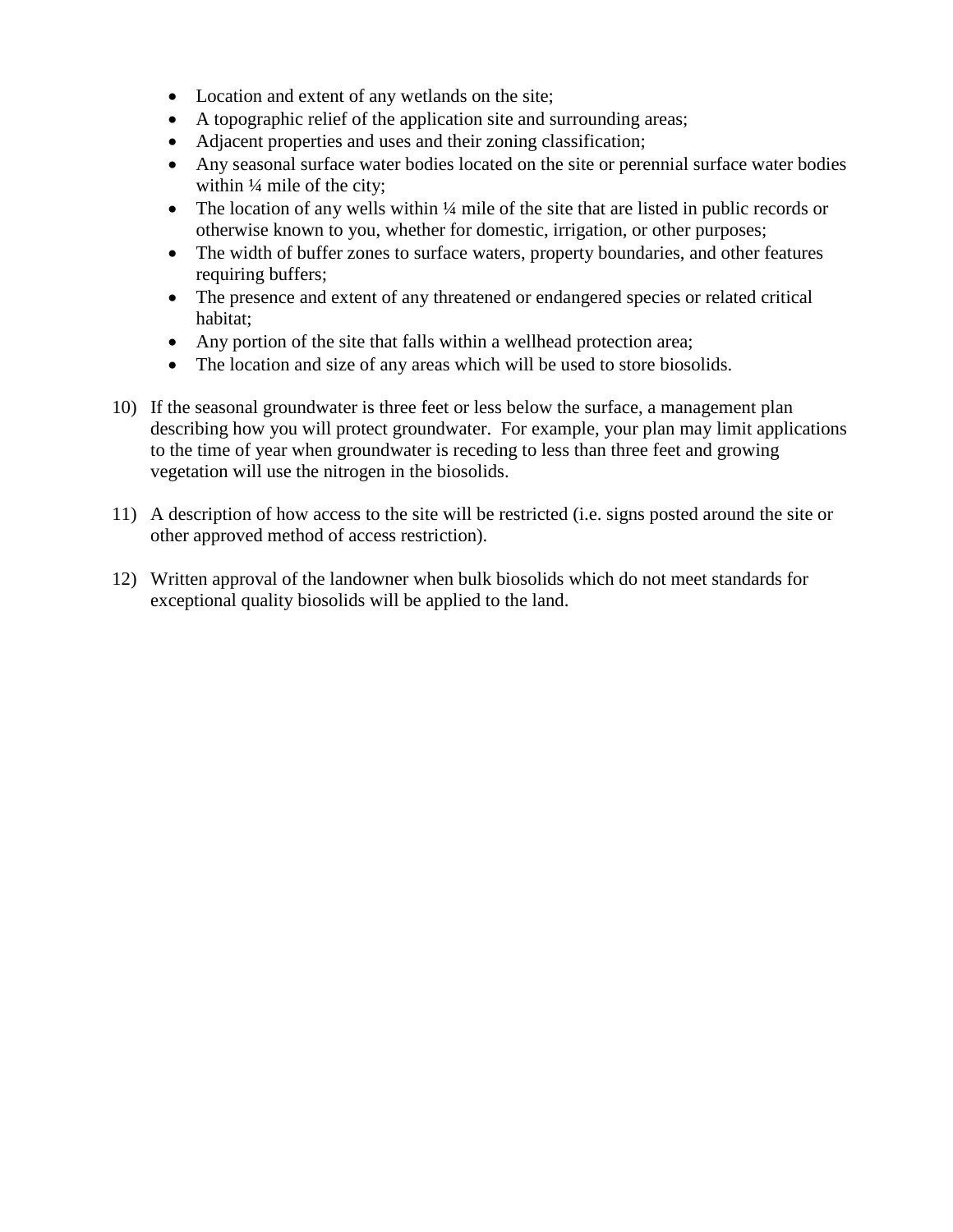- Location and extent of any wetlands on the site;
- A topographic relief of the application site and surrounding areas;
- Adjacent properties and uses and their zoning classification;
- Any seasonal surface water bodies located on the site or perennial surface water bodies within ¼ mile of the city;
- The location of any wells within ¼ mile of the site that are listed in public records or otherwise known to you, whether for domestic, irrigation, or other purposes;
- The width of buffer zones to surface waters, property boundaries, and other features requiring buffers;
- The presence and extent of any threatened or endangered species or related critical habitat;
- Any portion of the site that falls within a wellhead protection area;
- The location and size of any areas which will be used to store biosolids.

10) If the seasonal groundwater is three feet or less below the surface, a management plan describing how you will protect groundwater. For example, your plan may limit applications to the time of year when groundwater is receding to less than three feet and growing vegetation will use the nitrogen in the biosolids.

11) A description of how access to the site will be restricted (i.e. signs posted around the site or other approved method of access restriction).

12) Written approval of the landowner when bulk biosolids which do not meet standards for exceptional quality biosolids will be applied to the land.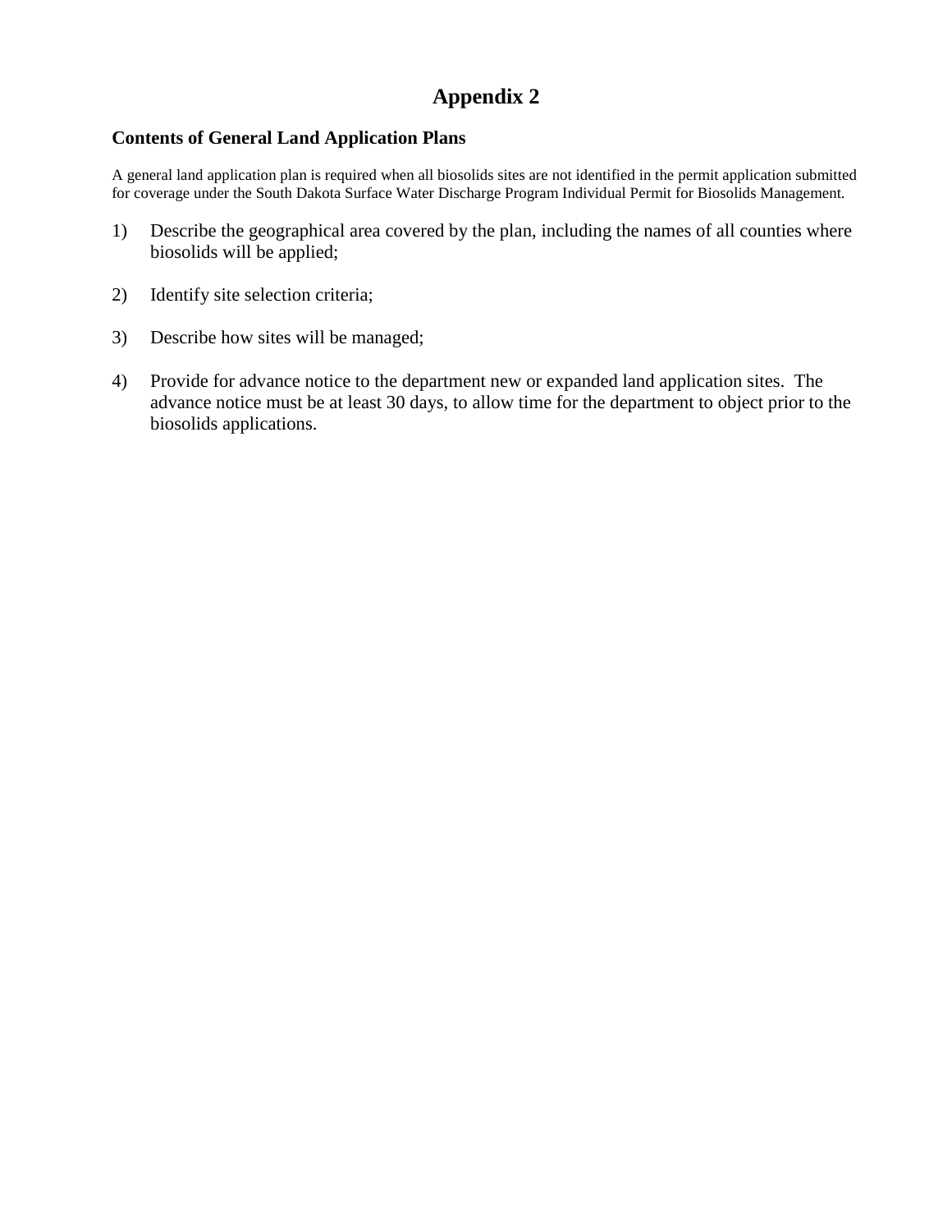# Appendix 2

### Contents of General Land Application Plans

A general land application plan is required when all biosolids sites are not identified in the permit application submitted for coverage under the South Dakota Surface Water Discharge Program Individual Permit for Biosolids Management.

1) Describe the geographical area covered by the plan, including the names of all counties where biosolids will be applied;

2) Identify site selection criteria;

3) Describe how sites will be managed;

4) Provide for advance notice to the department new or expanded land application sites. The advance notice must be at least 30 days, to allow time for the department to object prior to the biosolids applications.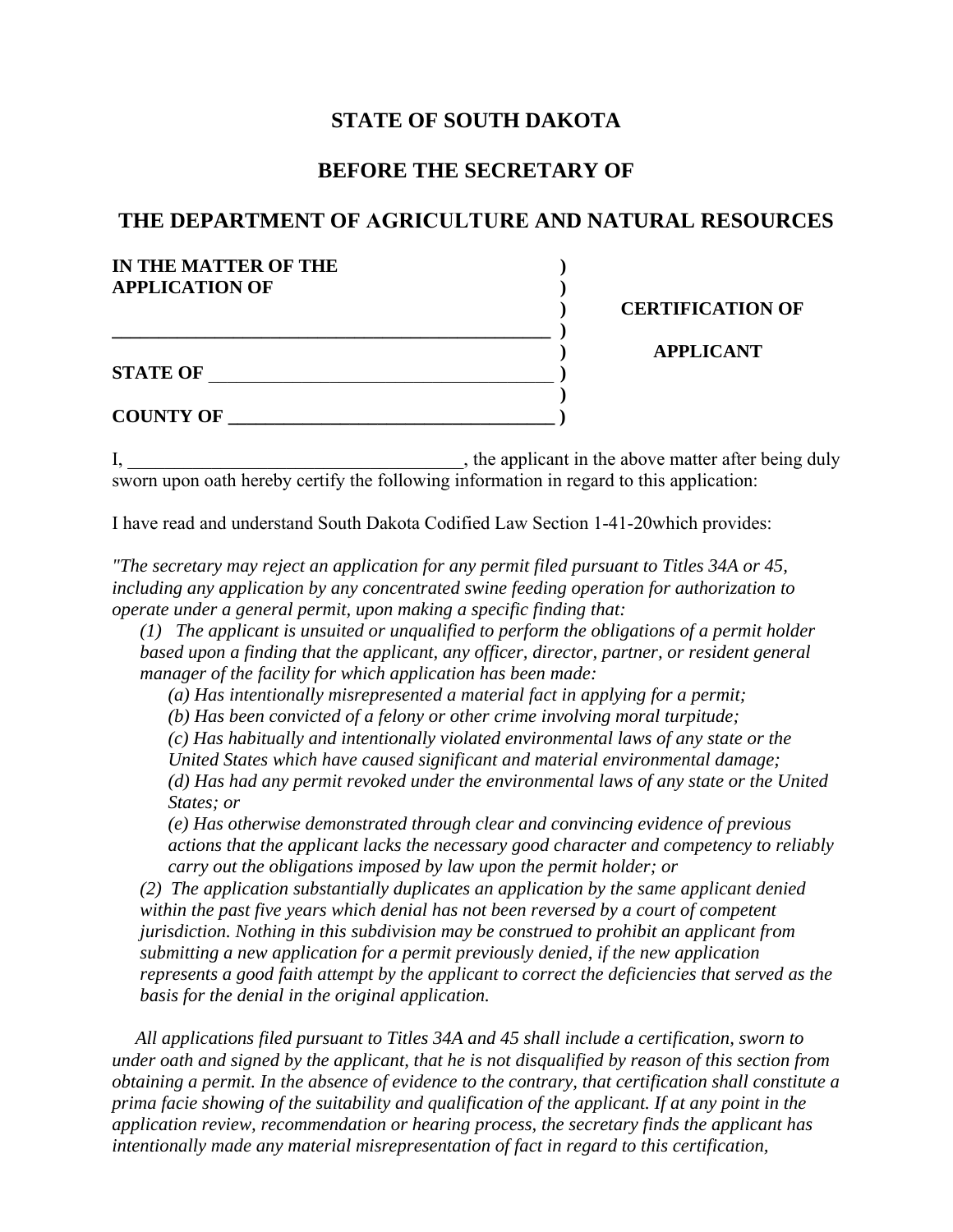# STATE OF SOUTH DAKOTA

## BEFORE THE SECRETARY OF

## THE DEPARTMENT OF AGRICULTURE AND NATURAL RESOURCES

| | | |
|---|---|---|
| **IN THE MATTER OF THE APPLICATION OF** | ) | |
| | ) | **CERTIFICATION OF** |
| ______________________________________________ | ) | |
| | ) | **APPLICANT** |
| **STATE OF** ____________________________________ | ) | |
| | ) | |
| **COUNTY OF** __________________________________ | ) | |

I, ___________________________________, the applicant in the above matter after being duly sworn upon oath hereby certify the following information in regard to this application:

I have read and understand South Dakota Codified Law Section 1-41-20which provides:

*"The secretary may reject an application for any permit filed pursuant to Titles 34A or 45, including any application by any concentrated swine feeding operation for authorization to operate under a general permit, upon making a specific finding that:*

*(1) The applicant is unsuited or unqualified to perform the obligations of a permit holder based upon a finding that the applicant, any officer, director, partner, or resident general manager of the facility for which application has been made:*

*(a) Has intentionally misrepresented a material fact in applying for a permit;*

*(b) Has been convicted of a felony or other crime involving moral turpitude;*

*(c) Has habitually and intentionally violated environmental laws of any state or the United States which have caused significant and material environmental damage;*

*(d) Has had any permit revoked under the environmental laws of any state or the United States; or*

*(e) Has otherwise demonstrated through clear and convincing evidence of previous actions that the applicant lacks the necessary good character and competency to reliably carry out the obligations imposed by law upon the permit holder; or*

*(2) The application substantially duplicates an application by the same applicant denied within the past five years which denial has not been reversed by a court of competent jurisdiction. Nothing in this subdivision may be construed to prohibit an applicant from submitting a new application for a permit previously denied, if the new application represents a good faith attempt by the applicant to correct the deficiencies that served as the basis for the denial in the original application.*

*All applications filed pursuant to Titles 34A and 45 shall include a certification, sworn to under oath and signed by the applicant, that he is not disqualified by reason of this section from obtaining a permit. In the absence of evidence to the contrary, that certification shall constitute a prima facie showing of the suitability and qualification of the applicant. If at any point in the application review, recommendation or hearing process, the secretary finds the applicant has intentionally made any material misrepresentation of fact in regard to this certification,*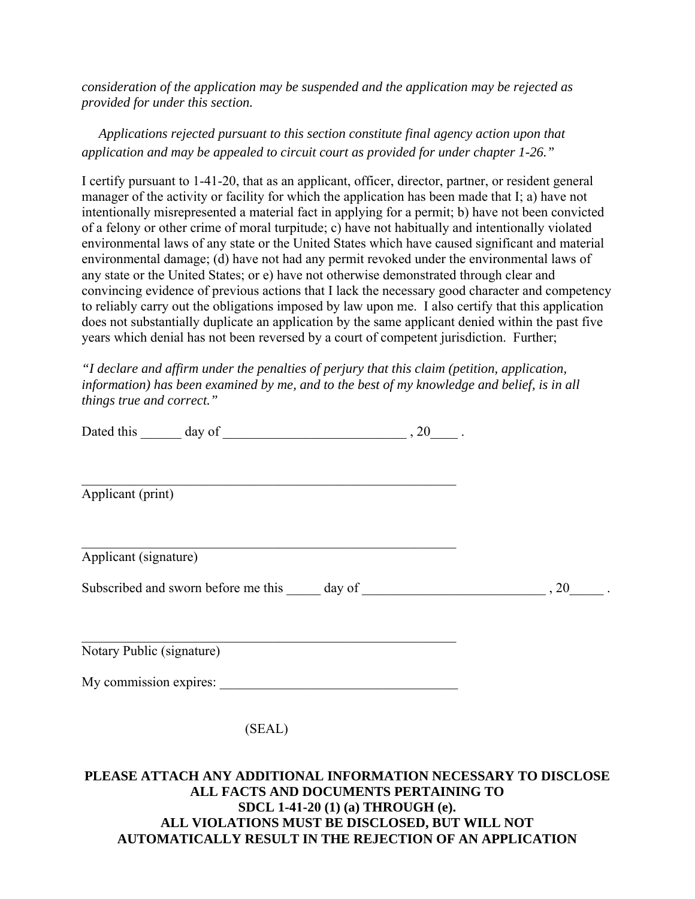*consideration of the application may be suspended and the application may be rejected as provided for under this section.*

*Applications rejected pursuant to this section constitute final agency action upon that application and may be appealed to circuit court as provided for under chapter 1-26."*

I certify pursuant to 1-41-20, that as an applicant, officer, director, partner, or resident general manager of the activity or facility for which the application has been made that I; a) have not intentionally misrepresented a material fact in applying for a permit; b) have not been convicted of a felony or other crime of moral turpitude; c) have not habitually and intentionally violated environmental laws of any state or the United States which have caused significant and material environmental damage; (d) have not had any permit revoked under the environmental laws of any state or the United States; or e) have not otherwise demonstrated through clear and convincing evidence of previous actions that I lack the necessary good character and competency to reliably carry out the obligations imposed by law upon me. I also certify that this application does not substantially duplicate an application by the same applicant denied within the past five years which denial has not been reversed by a court of competent jurisdiction. Further;

*"I declare and affirm under the penalties of perjury that this claim (petition, application, information) has been examined by me, and to the best of my knowledge and belief, is in all things true and correct."*

Dated this ______ day of ___________________________ , 20____ .

___________________________________________________________
Applicant (print)

___________________________________________________________
Applicant (signature)

Subscribed and sworn before me this _____ day of ___________________________ , 20_____ .

___________________________________________________________
Notary Public (signature)

My commission expires: ___________________________________

(SEAL)

**PLEASE ATTACH ANY ADDITIONAL INFORMATION NECESSARY TO DISCLOSE ALL FACTS AND DOCUMENTS PERTAINING TO SDCL 1-41-20 (1) (a) THROUGH (e). ALL VIOLATIONS MUST BE DISCLOSED, BUT WILL NOT AUTOMATICALLY RESULT IN THE REJECTION OF AN APPLICATION**